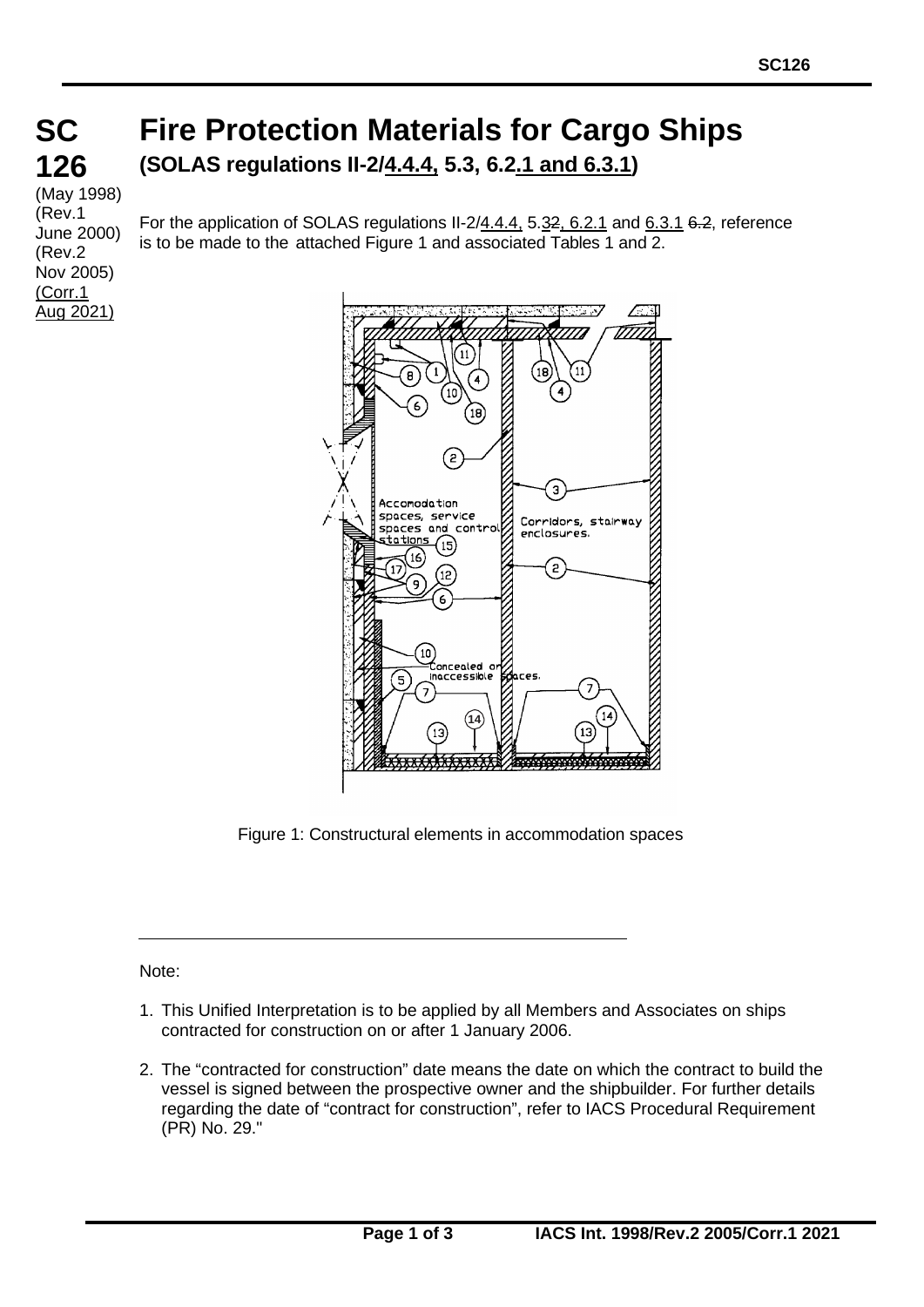# SC 126

(May 1998)
(Rev.1 June 2000)
(Rev.2 Nov 2005)
(Corr.1 Aug 2021)

# Fire Protection Materials for Cargo Ships

## (SOLAS regulations II-2/4.4.4, 5.3, 6.2.1 and 6.3.1)

For the application of SOLAS regulations II-2/4.4.4, 5.3~~2~~, 6.2.1 and 6.3.1 ~~6.2~~, reference is to be made to the attached Figure 1 and associated Tables 1 and 2.

Figure 1: Constructural elements in accommodation spaces

---

Note:

1. This Unified Interpretation is to be applied by all Members and Associates on ships contracted for construction on or after 1 January 2006.

2. The "contracted for construction" date means the date on which the contract to build the vessel is signed between the prospective owner and the shipbuilder. For further details regarding the date of "contract for construction", refer to IACS Procedural Requirement (PR) No. 29."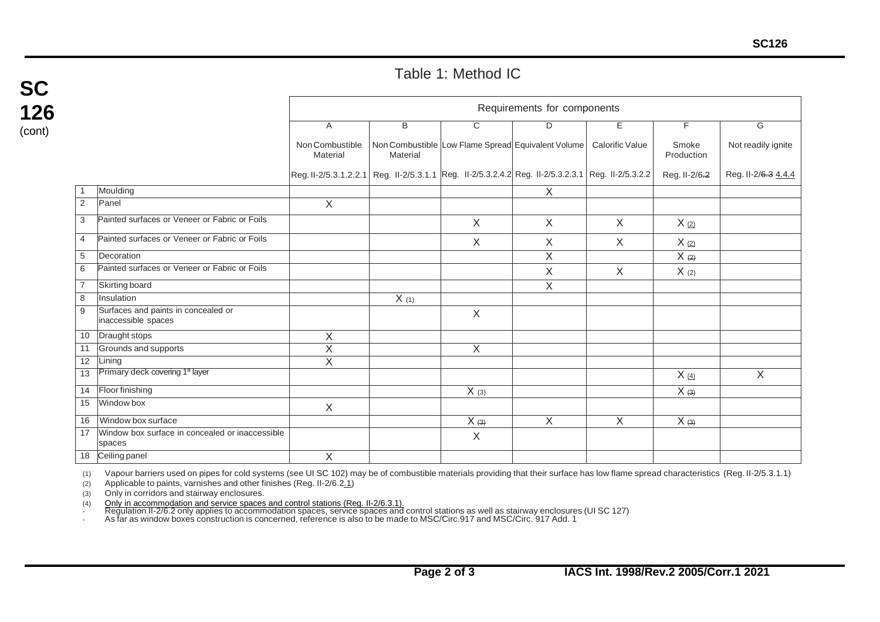## Table 1: Method IC

| | | Requirements for components | | | | | | |
|---|---|---|---|---|---|---|---|---|
| | | A | B | C | D | E | F | G |
| | | Non Combustible Material | Non Combustible Material | Low Flame Spread | Equivalent Volume | Calorific Value | Smoke Production | Not readily ignite |
| | | Reg. II-2/5.3.1.2.2.1 | Reg. II-2/5.3.1.1 | Reg. II-2/5.3.2.4.2 | Reg. II-2/5.3.2.3.1 | Reg. II-2/5.3.2.2 | Reg. II-2/6.2 | Reg. II-2/~~6.3~~ 4.4.4 |
| 1 | Moulding | | | | X | | | |
| 2 | Panel | X | | | | | | |
| 3 | Painted surfaces or Veneer or Fabric or Foils | | | X | X | X | X (2) | |
| 4 | Painted surfaces or Veneer or Fabric or Foils | | | X | X | X | X (2) | |
| 5 | Decoration | | | | X | | X (2) | |
| 6 | Painted surfaces or Veneer or Fabric or Foils | | | | X | X | X (2) | |
| 7 | Skirting board | | | | X | | | |
| 8 | Insulation | | X (1) | | | | | |
| 9 | Surfaces and paints in concealed or inaccessible spaces | | | X | | | | |
| 10 | Draught stops | X | | | | | | |
| 11 | Grounds and supports | X | | X | | | | |
| 12 | Lining | X | | | | | | |
| 13 | Primary deck covering 1st layer | | | | | | X (4) | X |
| 14 | Floor finishing | | | X (3) | | | X (3) | |
| 15 | Window box | X | | | | | | |
| 16 | Window box surface | | | X (3) | X | X | X (3) | |
| 17 | Window box surface in concealed or inaccessible spaces | | | X | | | | |
| 18 | Ceiling panel | X | | | | | | |

(1) Vapour barriers used on pipes for cold systems (see UI SC 102) may be of combustible materials providing that their surface has low flame spread characteristics (Reg. II-2/5.3.1.1)

(2) Applicable to paints, varnishes and other finishes (Reg. II-2/6.2.1)

(3) Only in corridors and stairway enclosures.

(4) Only in accommodation and service spaces and control stations (Reg. II-2/6.3.1).

- Regulation II-2/6.2 only applies to accommodation spaces, service spaces and control stations as well as stairway enclosures (UI SC 127)
- As far as window boxes construction is concerned, reference is also to be made to MSC/Circ.917 and MSC/Circ. 917 Add. 1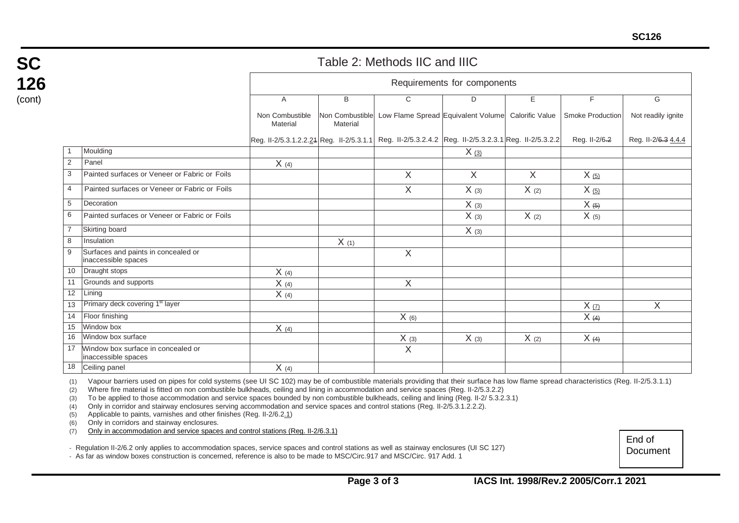**SC 126** (cont)

## Table 2: Methods IIC and IIIC

| | | Requirements for components | | | | | | |
|---|---|---|---|---|---|---|---|---|
| | | A | B | C | D | E | F | G |
| | | Non Combustible Material | Non Combustible Material | Low Flame Spread | Equivalent Volume | Calorific Value | Smoke Production | Not readily ignite |
| | | Reg. II-2/5.3.1.2.2.~~1~~2 | Reg. II-2/5.3.1.1 | Reg. II-2/5.3.2.4.2 | Reg. II-2/5.3.2.3.1 | Reg. II-2/5.3.2.2 | Reg. II-2/6~~.2~~ | Reg. II-2/~~6.3~~ 4.4.4 |
| 1 | Moulding | | | | X (3) | | | |
| 2 | Panel | X (4) | | | | | | |
| 3 | Painted surfaces or Veneer or Fabric or Foils | | | X | X | X | X (5) | |
| 4 | Painted surfaces or Veneer or Fabric or Foils | | | X | X (3) | X (2) | X (5) | |
| 5 | Decoration | | | | X (3) | | X ~~(5)~~ | |
| 6 | Painted surfaces or Veneer or Fabric or Foils | | | | X (3) | X (2) | X (5) | |
| 7 | Skirting board | | | | X (3) | | | |
| 8 | Insulation | | X (1) | | | | | |
| 9 | Surfaces and paints in concealed or inaccessible spaces | | | X | | | | |
| 10 | Draught stops | X (4) | | | | | | |
| 11 | Grounds and supports | X (4) | | X | | | | |
| 12 | Lining | X (4) | | | | | | |
| 13 | Primary deck covering 1st layer | | | | | | X (7) | X |
| 14 | Floor finishing | | | X (6) | | | X ~~(4)~~ | |
| 15 | Window box | X (4) | | | | | | |
| 16 | Window box surface | | | X (3) | X (3) | X (2) | X ~~(4)~~ | |
| 17 | Window box surface in concealed or inaccessible spaces | | | X | | | | |
| 18 | Ceiling panel | X (4) | | | | | | |

(1) Vapour barriers used on pipes for cold systems (see UI SC 102) may be of combustible materials providing that their surface has low flame spread characteristics (Reg. II-2/5.3.1.1)

(2) Where fire material is fitted on non combustible bulkheads, ceiling and lining in accommodation and service spaces (Reg. II-2/5.3.2.2)

(3) To be applied to those accommodation and service spaces bounded by non combustible bulkheads, ceiling and lining (Reg. II-2/ 5.3.2.3.1)

(4) Only in corridor and stairway enclosures serving accommodation and service spaces and control stations (Reg. II-2/5.3.1.2.2.2).

(5) Applicable to paints, varnishes and other finishes (Reg. II-2/6.2.1)

(6) Only in corridors and stairway enclosures.

(7) Only in accommodation and service spaces and control stations (Reg. II-2/6.3.1)

- Regulation II-2/6.2 only applies to accommodation spaces, service spaces and control stations as well as stairway enclosures (UI SC 127)
- As far as window boxes construction is concerned, reference is also to be made to MSC/Circ.917 and MSC/Circ. 917 Add. 1

End of Document